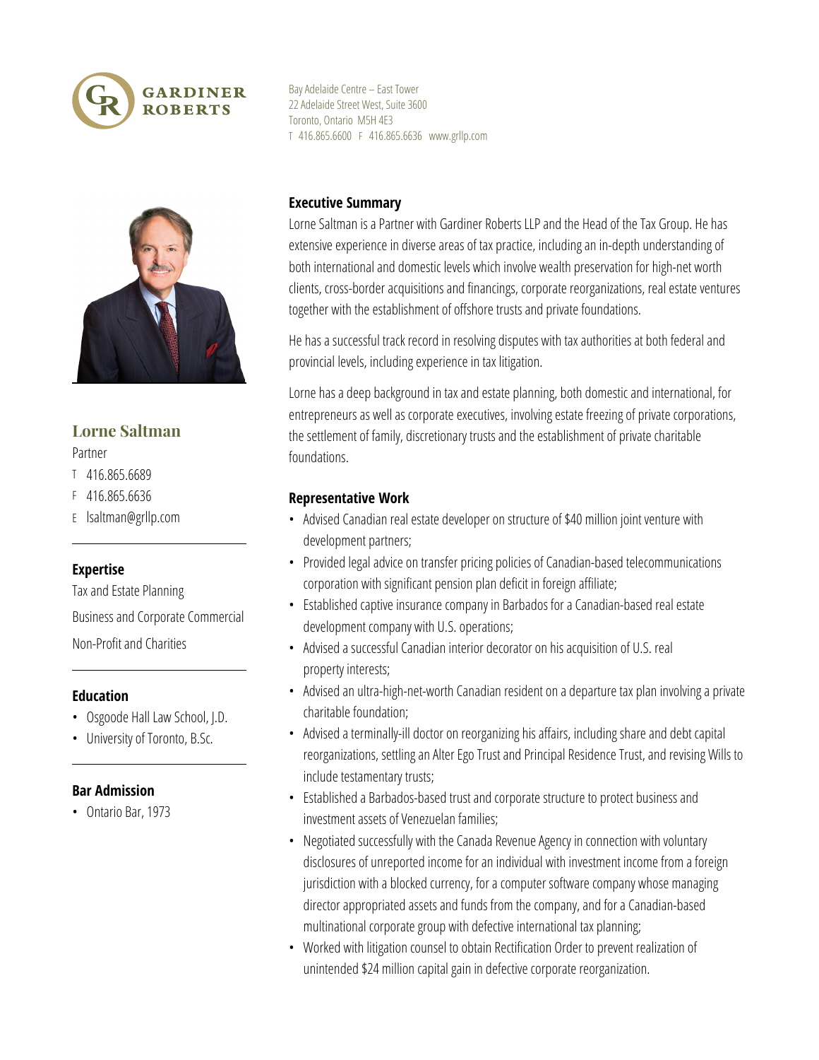GARDINER ROBERTS

Bay Adelaide Centre – East Tower
22 Adelaide Street West, Suite 3600
Toronto, Ontario M5H 4E3
T 416.865.6600 F 416.865.6636 www.grllp.com

## Lorne Saltman

Partner

T 416.865.6689
F 416.865.6636
E lsaltman@grllp.com

### Expertise

Tax and Estate Planning

Business and Corporate Commercial

Non-Profit and Charities

### Education

- Osgoode Hall Law School, J.D.
- University of Toronto, B.Sc.

### Bar Admission

- Ontario Bar, 1973

### Executive Summary

Lorne Saltman is a Partner with Gardiner Roberts LLP and the Head of the Tax Group. He has extensive experience in diverse areas of tax practice, including an in-depth understanding of both international and domestic levels which involve wealth preservation for high-net worth clients, cross-border acquisitions and financings, corporate reorganizations, real estate ventures together with the establishment of offshore trusts and private foundations.

He has a successful track record in resolving disputes with tax authorities at both federal and provincial levels, including experience in tax litigation.

Lorne has a deep background in tax and estate planning, both domestic and international, for entrepreneurs as well as corporate executives, involving estate freezing of private corporations, the settlement of family, discretionary trusts and the establishment of private charitable foundations.

### Representative Work

- Advised Canadian real estate developer on structure of $40 million joint venture with development partners;
- Provided legal advice on transfer pricing policies of Canadian-based telecommunications corporation with significant pension plan deficit in foreign affiliate;
- Established captive insurance company in Barbados for a Canadian-based real estate development company with U.S. operations;
- Advised a successful Canadian interior decorator on his acquisition of U.S. real property interests;
- Advised an ultra-high-net-worth Canadian resident on a departure tax plan involving a private charitable foundation;
- Advised a terminally-ill doctor on reorganizing his affairs, including share and debt capital reorganizations, settling an Alter Ego Trust and Principal Residence Trust, and revising Wills to include testamentary trusts;
- Established a Barbados-based trust and corporate structure to protect business and investment assets of Venezuelan families;
- Negotiated successfully with the Canada Revenue Agency in connection with voluntary disclosures of unreported income for an individual with investment income from a foreign jurisdiction with a blocked currency, for a computer software company whose managing director appropriated assets and funds from the company, and for a Canadian-based multinational corporate group with defective international tax planning;
- Worked with litigation counsel to obtain Rectification Order to prevent realization of unintended $24 million capital gain in defective corporate reorganization.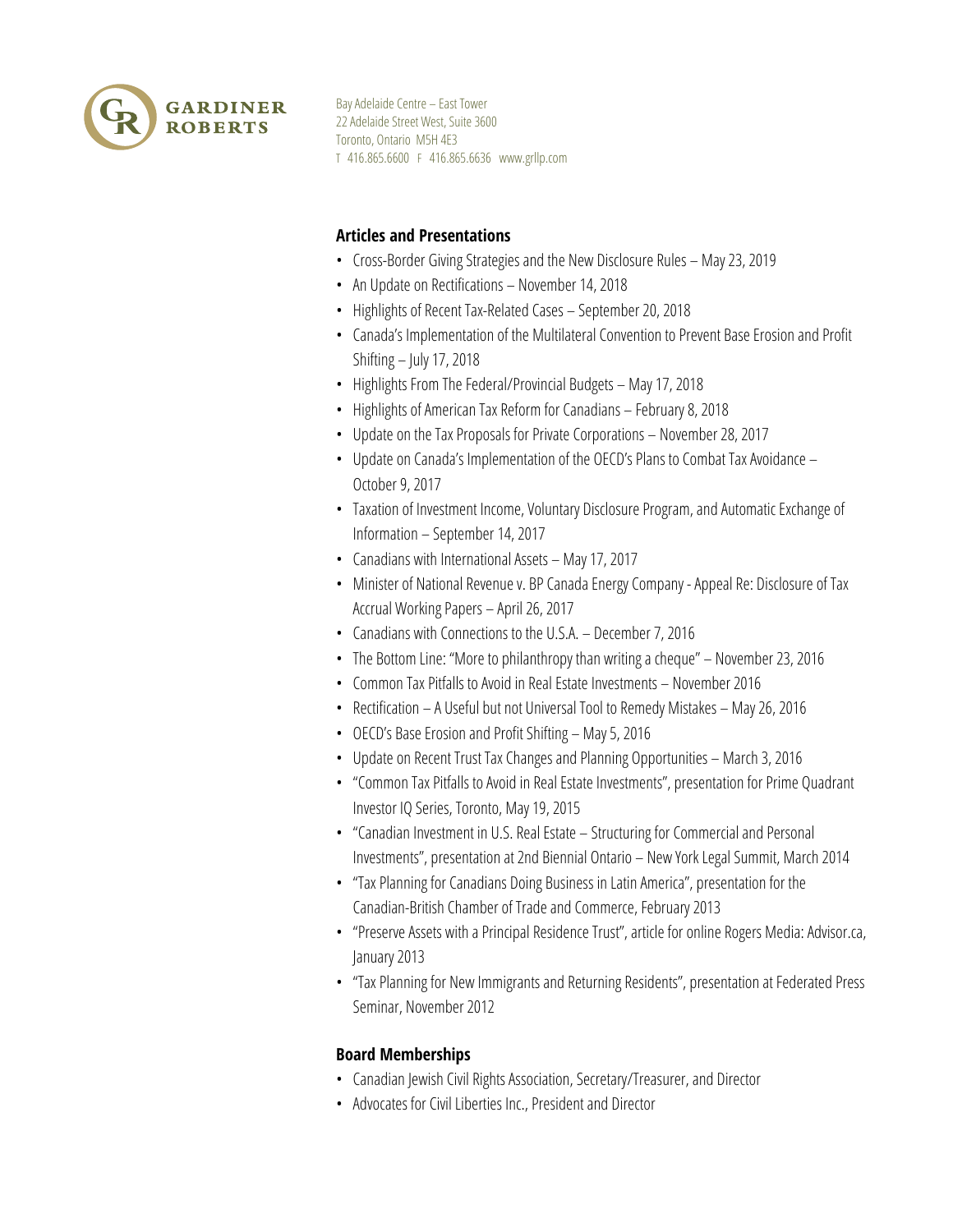GARDINER ROBERTS

Bay Adelaide Centre – East Tower
22 Adelaide Street West, Suite 3600
Toronto, Ontario M5H 4E3
T 416.865.6600 F 416.865.6636 www.grllp.com

### Articles and Presentations

- Cross-Border Giving Strategies and the New Disclosure Rules – May 23, 2019
- An Update on Rectifications – November 14, 2018
- Highlights of Recent Tax-Related Cases – September 20, 2018
- Canada's Implementation of the Multilateral Convention to Prevent Base Erosion and Profit Shifting – July 17, 2018
- Highlights From The Federal/Provincial Budgets – May 17, 2018
- Highlights of American Tax Reform for Canadians – February 8, 2018
- Update on the Tax Proposals for Private Corporations – November 28, 2017
- Update on Canada's Implementation of the OECD's Plans to Combat Tax Avoidance – October 9, 2017
- Taxation of Investment Income, Voluntary Disclosure Program, and Automatic Exchange of Information – September 14, 2017
- Canadians with International Assets – May 17, 2017
- Minister of National Revenue v. BP Canada Energy Company - Appeal Re: Disclosure of Tax Accrual Working Papers – April 26, 2017
- Canadians with Connections to the U.S.A. – December 7, 2016
- The Bottom Line: "More to philanthropy than writing a cheque" – November 23, 2016
- Common Tax Pitfalls to Avoid in Real Estate Investments – November 2016
- Rectification – A Useful but not Universal Tool to Remedy Mistakes – May 26, 2016
- OECD's Base Erosion and Profit Shifting – May 5, 2016
- Update on Recent Trust Tax Changes and Planning Opportunities – March 3, 2016
- "Common Tax Pitfalls to Avoid in Real Estate Investments", presentation for Prime Quadrant Investor IQ Series, Toronto, May 19, 2015
- "Canadian Investment in U.S. Real Estate – Structuring for Commercial and Personal Investments", presentation at 2nd Biennial Ontario – New York Legal Summit, March 2014
- "Tax Planning for Canadians Doing Business in Latin America", presentation for the Canadian-British Chamber of Trade and Commerce, February 2013
- "Preserve Assets with a Principal Residence Trust", article for online Rogers Media: Advisor.ca, January 2013
- "Tax Planning for New Immigrants and Returning Residents", presentation at Federated Press Seminar, November 2012

### Board Memberships

- Canadian Jewish Civil Rights Association, Secretary/Treasurer, and Director
- Advocates for Civil Liberties Inc., President and Director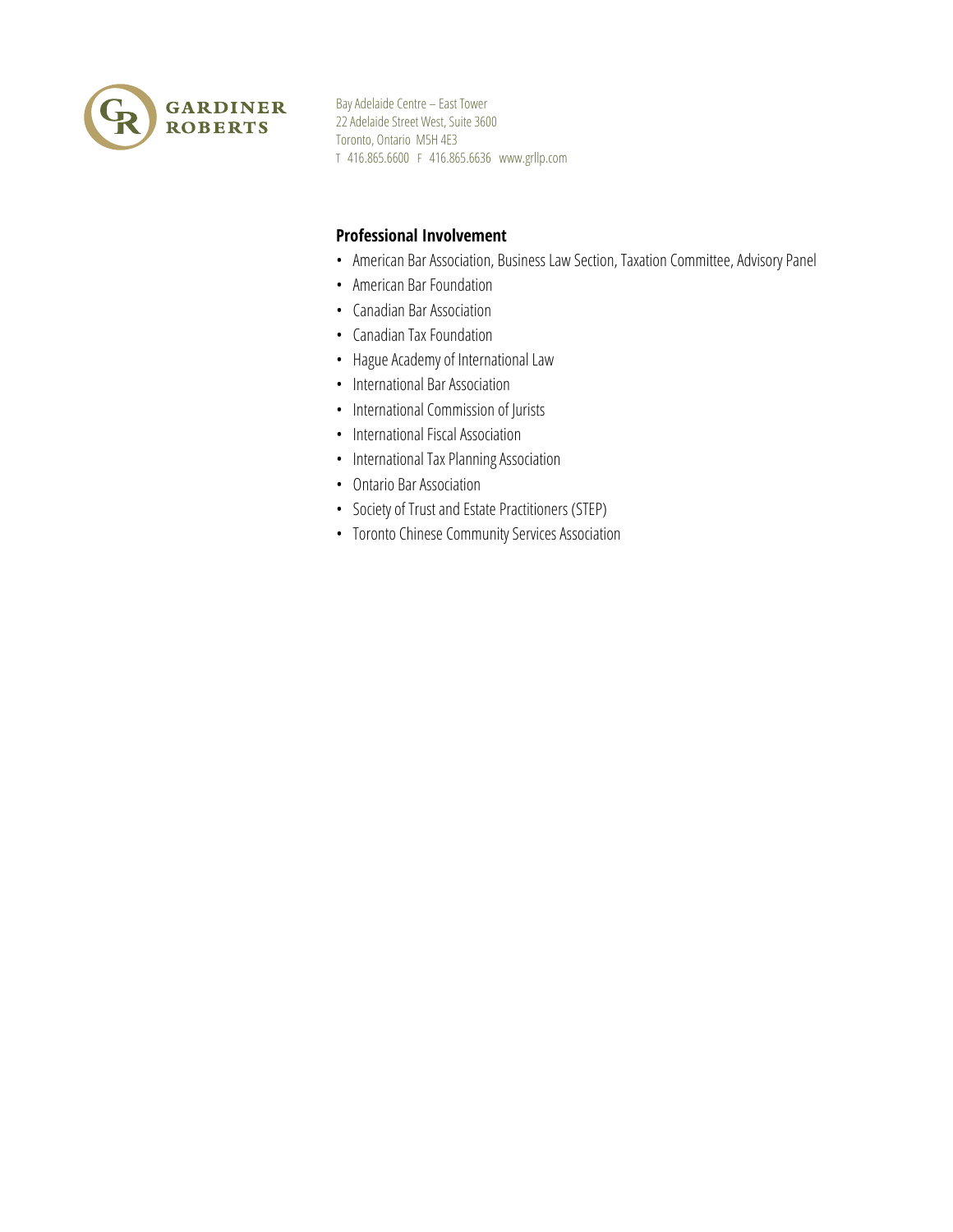GARDINER ROBERTS

Bay Adelaide Centre – East Tower
22 Adelaide Street West, Suite 3600
Toronto, Ontario M5H 4E3
T 416.865.6600 F 416.865.6636 www.grllp.com

**Professional Involvement**

- American Bar Association, Business Law Section, Taxation Committee, Advisory Panel
- American Bar Foundation
- Canadian Bar Association
- Canadian Tax Foundation
- Hague Academy of International Law
- International Bar Association
- International Commission of Jurists
- International Fiscal Association
- International Tax Planning Association
- Ontario Bar Association
- Society of Trust and Estate Practitioners (STEP)
- Toronto Chinese Community Services Association